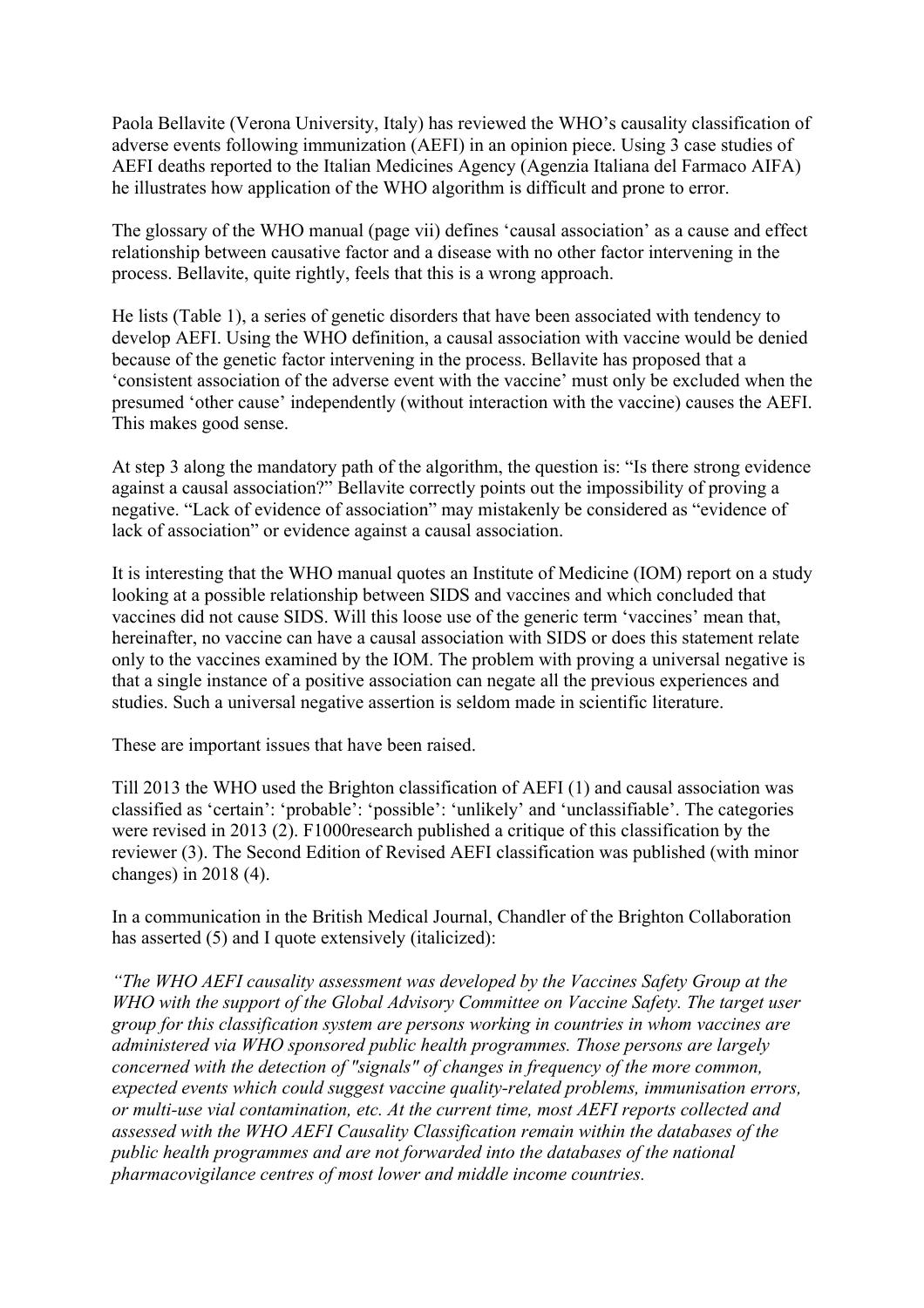Paola Bellavite (Verona University, Italy) has reviewed the WHO's causality classification of adverse events following immunization (AEFI) in an opinion piece. Using 3 case studies of AEFI deaths reported to the Italian Medicines Agency (Agenzia Italiana del Farmaco AIFA) he illustrates how application of the WHO algorithm is difficult and prone to error.

The glossary of the WHO manual (page vii) defines 'causal association' as a cause and effect relationship between causative factor and a disease with no other factor intervening in the process. Bellavite, quite rightly, feels that this is a wrong approach.

He lists (Table 1), a series of genetic disorders that have been associated with tendency to develop AEFI. Using the WHO definition, a causal association with vaccine would be denied because of the genetic factor intervening in the process. Bellavite has proposed that a 'consistent association of the adverse event with the vaccine' must only be excluded when the presumed 'other cause' independently (without interaction with the vaccine) causes the AEFI. This makes good sense.

At step 3 along the mandatory path of the algorithm, the question is: "Is there strong evidence against a causal association?" Bellavite correctly points out the impossibility of proving a negative. "Lack of evidence of association" may mistakenly be considered as "evidence of lack of association" or evidence against a causal association.

It is interesting that the WHO manual quotes an Institute of Medicine (IOM) report on a study looking at a possible relationship between SIDS and vaccines and which concluded that vaccines did not cause SIDS. Will this loose use of the generic term 'vaccines' mean that, hereinafter, no vaccine can have a causal association with SIDS or does this statement relate only to the vaccines examined by the IOM. The problem with proving a universal negative is that a single instance of a positive association can negate all the previous experiences and studies. Such a universal negative assertion is seldom made in scientific literature.

These are important issues that have been raised.

Till 2013 the WHO used the Brighton classification of AEFI (1) and causal association was classified as 'certain': 'probable': 'possible': 'unlikely' and 'unclassifiable'. The categories were revised in 2013 (2). F1000research published a critique of this classification by the reviewer (3). The Second Edition of Revised AEFI classification was published (with minor changes) in 2018 (4).

In a communication in the British Medical Journal, Chandler of the Brighton Collaboration has asserted (5) and I quote extensively (italicized):

*"The WHO AEFI causality assessment was developed by the Vaccines Safety Group at the WHO with the support of the Global Advisory Committee on Vaccine Safety. The target user group for this classification system are persons working in countries in whom vaccines are administered via WHO sponsored public health programmes. Those persons are largely concerned with the detection of "signals" of changes in frequency of the more common, expected events which could suggest vaccine quality-related problems, immunisation errors, or multi-use vial contamination, etc. At the current time, most AEFI reports collected and assessed with the WHO AEFI Causality Classification remain within the databases of the public health programmes and are not forwarded into the databases of the national pharmacovigilance centres of most lower and middle income countries.*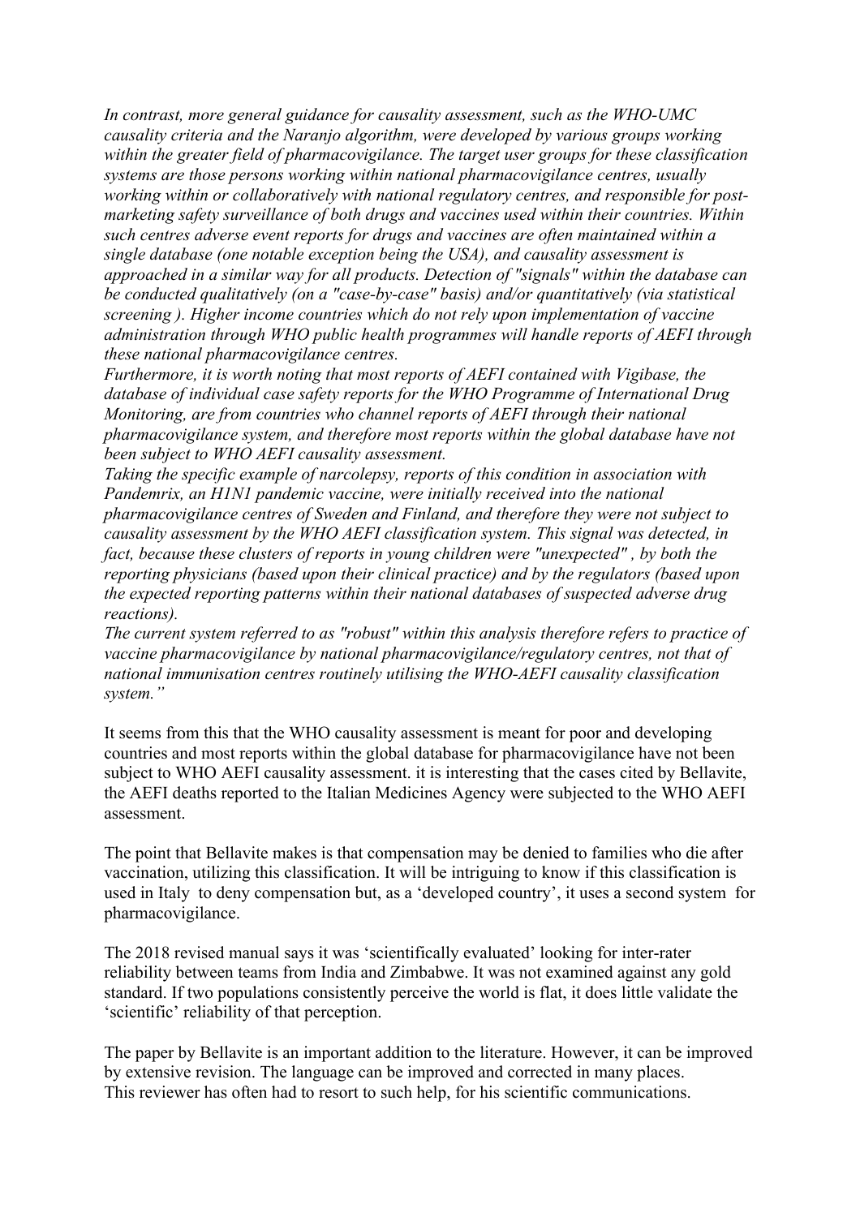*In contrast, more general guidance for causality assessment, such as the WHO-UMC causality criteria and the Naranjo algorithm, were developed by various groups working within the greater field of pharmacovigilance. The target user groups for these classification systems are those persons working within national pharmacovigilance centres, usually working within or collaboratively with national regulatory centres, and responsible for post-marketing safety surveillance of both drugs and vaccines used within their countries. Within such centres adverse event reports for drugs and vaccines are often maintained within a single database (one notable exception being the USA), and causality assessment is approached in a similar way for all products. Detection of "signals" within the database can be conducted qualitatively (on a "case-by-case" basis) and/or quantitatively (via statistical screening ). Higher income countries which do not rely upon implementation of vaccine administration through WHO public health programmes will handle reports of AEFI through these national pharmacovigilance centres.*

*Furthermore, it is worth noting that most reports of AEFI contained with Vigibase, the database of individual case safety reports for the WHO Programme of International Drug Monitoring, are from countries who channel reports of AEFI through their national pharmacovigilance system, and therefore most reports within the global database have not been subject to WHO AEFI causality assessment.*

*Taking the specific example of narcolepsy, reports of this condition in association with Pandemrix, an H1N1 pandemic vaccine, were initially received into the national pharmacovigilance centres of Sweden and Finland, and therefore they were not subject to causality assessment by the WHO AEFI classification system. This signal was detected, in fact, because these clusters of reports in young children were "unexpected" , by both the reporting physicians (based upon their clinical practice) and by the regulators (based upon the expected reporting patterns within their national databases of suspected adverse drug reactions).*

*The current system referred to as "robust" within this analysis therefore refers to practice of vaccine pharmacovigilance by national pharmacovigilance/regulatory centres, not that of national immunisation centres routinely utilising the WHO-AEFI causality classification system."*

It seems from this that the WHO causality assessment is meant for poor and developing countries and most reports within the global database for pharmacovigilance have not been subject to WHO AEFI causality assessment. it is interesting that the cases cited by Bellavite, the AEFI deaths reported to the Italian Medicines Agency were subjected to the WHO AEFI assessment.

The point that Bellavite makes is that compensation may be denied to families who die after vaccination, utilizing this classification. It will be intriguing to know if this classification is used in Italy to deny compensation but, as a 'developed country', it uses a second system for pharmacovigilance.

The 2018 revised manual says it was 'scientifically evaluated' looking for inter-rater reliability between teams from India and Zimbabwe. It was not examined against any gold standard. If two populations consistently perceive the world is flat, it does little validate the 'scientific' reliability of that perception.

The paper by Bellavite is an important addition to the literature. However, it can be improved by extensive revision. The language can be improved and corrected in many places.
This reviewer has often had to resort to such help, for his scientific communications.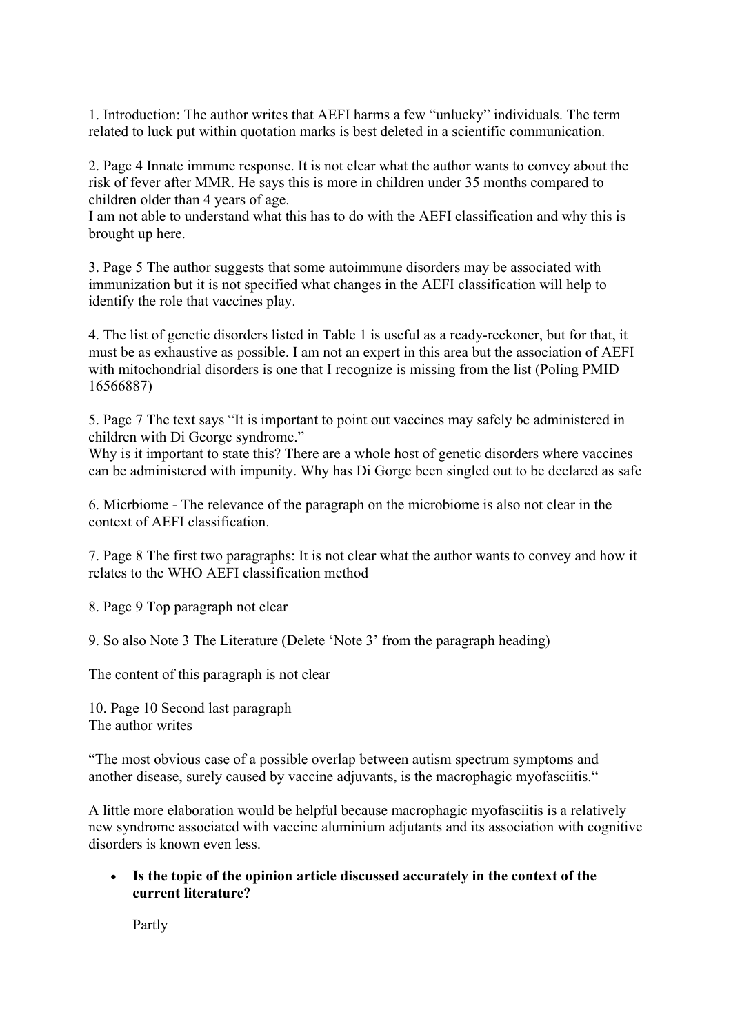1. Introduction: The author writes that AEFI harms a few "unlucky" individuals. The term related to luck put within quotation marks is best deleted in a scientific communication.

2. Page 4 Innate immune response. It is not clear what the author wants to convey about the risk of fever after MMR. He says this is more in children under 35 months compared to children older than 4 years of age.
I am not able to understand what this has to do with the AEFI classification and why this is brought up here.

3. Page 5 The author suggests that some autoimmune disorders may be associated with immunization but it is not specified what changes in the AEFI classification will help to identify the role that vaccines play.

4. The list of genetic disorders listed in Table 1 is useful as a ready-reckoner, but for that, it must be as exhaustive as possible. I am not an expert in this area but the association of AEFI with mitochondrial disorders is one that I recognize is missing from the list (Poling PMID 16566887)

5. Page 7 The text says "It is important to point out vaccines may safely be administered in children with Di George syndrome."
Why is it important to state this? There are a whole host of genetic disorders where vaccines can be administered with impunity. Why has Di Gorge been singled out to be declared as safe

6. Micrbiome - The relevance of the paragraph on the microbiome is also not clear in the context of AEFI classification.

7. Page 8 The first two paragraphs: It is not clear what the author wants to convey and how it relates to the WHO AEFI classification method

8. Page 9 Top paragraph not clear

9. So also Note 3 The Literature (Delete 'Note 3' from the paragraph heading)

The content of this paragraph is not clear

10. Page 10 Second last paragraph
The author writes

"The most obvious case of a possible overlap between autism spectrum symptoms and another disease, surely caused by vaccine adjuvants, is the macrophagic myofasciitis."

A little more elaboration would be helpful because macrophagic myofasciitis is a relatively new syndrome associated with vaccine aluminium adjutants and its association with cognitive disorders is known even less.

- **Is the topic of the opinion article discussed accurately in the context of the current literature?**

  Partly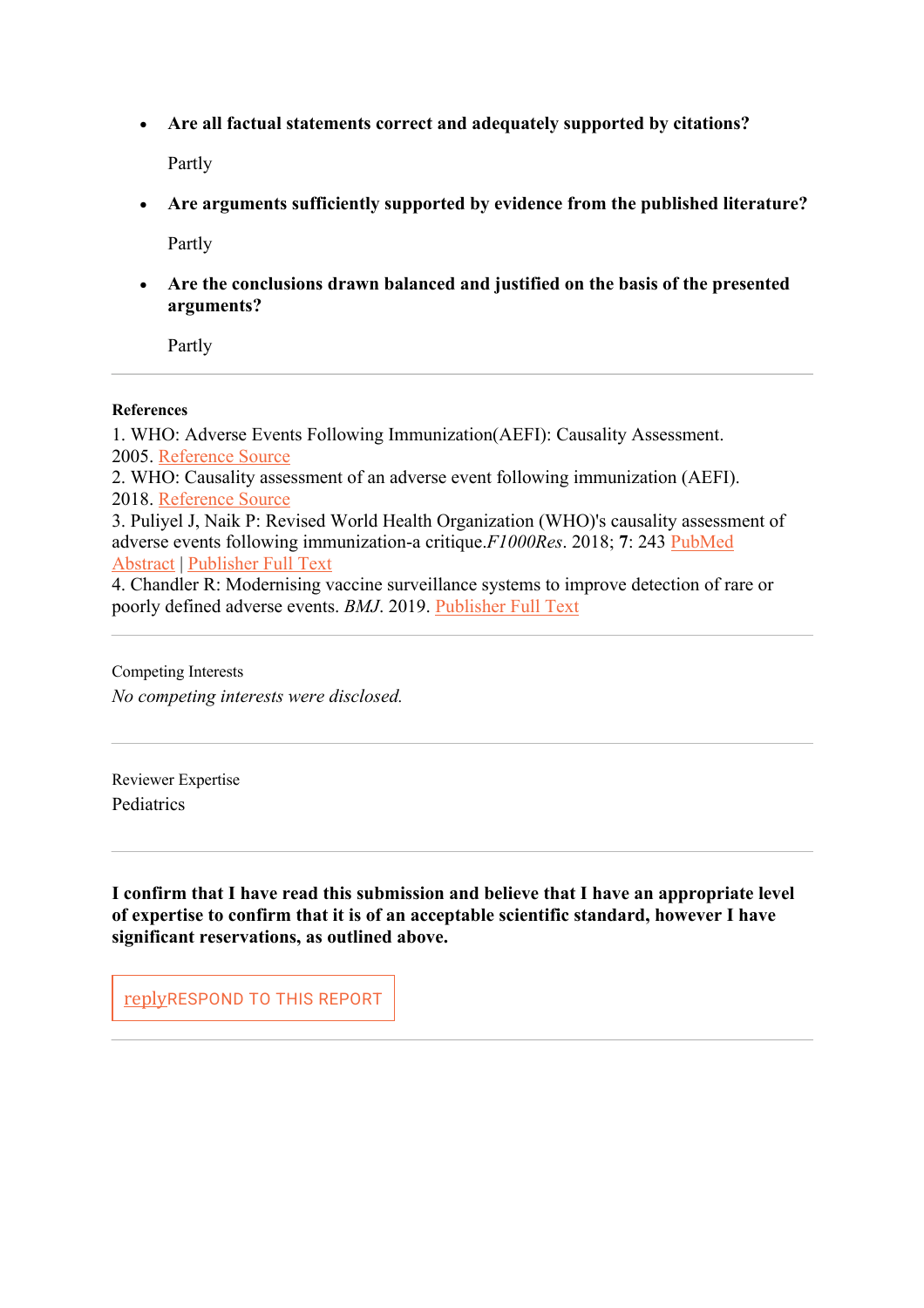- **Are all factual statements correct and adequately supported by citations?**

  Partly

- **Are arguments sufficiently supported by evidence from the published literature?**

  Partly

- **Are the conclusions drawn balanced and justified on the basis of the presented arguments?**

  Partly

---

**References**

1. WHO: Adverse Events Following Immunization(AEFI): Causality Assessment. 2005. Reference Source
2. WHO: Causality assessment of an adverse event following immunization (AEFI). 2018. Reference Source
3. Puliyel J, Naik P: Revised World Health Organization (WHO)'s causality assessment of adverse events following immunization-a critique.*F1000Res*. 2018; **7**: 243 PubMed Abstract | Publisher Full Text
4. Chandler R: Modernising vaccine surveillance systems to improve detection of rare or poorly defined adverse events. *BMJ*. 2019. Publisher Full Text

---

Competing Interests

*No competing interests were disclosed.*

---

Reviewer Expertise

Pediatrics

---

**I confirm that I have read this submission and believe that I have an appropriate level of expertise to confirm that it is of an acceptable scientific standard, however I have significant reservations, as outlined above.**

replyRESPOND TO THIS REPORT